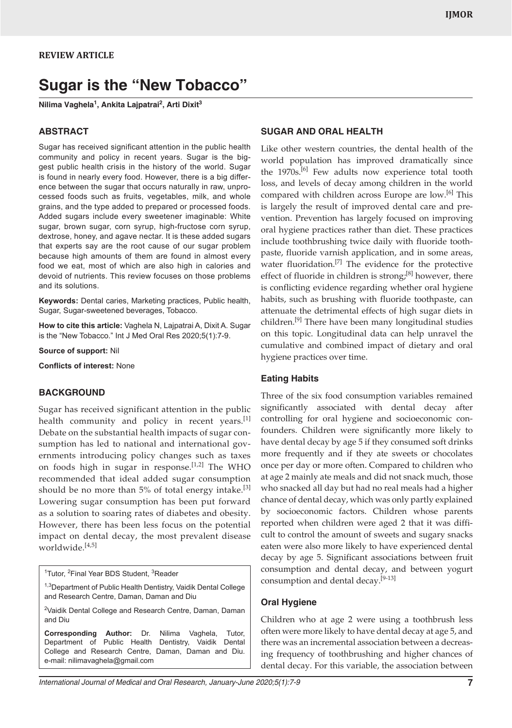REVIEW ARTICLE

# Sugar is the "New Tobacco"

**Nilima Vaghela[1], Ankita Lajpatrai[2], Arti Dixit[3]**

## ABSTRACT

Sugar has received significant attention in the public health community and policy in recent years. Sugar is the biggest public health crisis in the history of the world. Sugar is found in nearly every food. However, there is a big difference between the sugar that occurs naturally in raw, unprocessed foods such as fruits, vegetables, milk, and whole grains, and the type added to prepared or processed foods. Added sugars include every sweetener imaginable: White sugar, brown sugar, corn syrup, high-fructose corn syrup, dextrose, honey, and agave nectar. It is these added sugars that experts say are the root cause of our sugar problem because high amounts of them are found in almost every food we eat, most of which are also high in calories and devoid of nutrients. This review focuses on those problems and its solutions.

**Keywords:** Dental caries, Marketing practices, Public health, Sugar, Sugar-sweetened beverages, Tobacco.

**How to cite this article:** Vaghela N, Lajpatrai A, Dixit A. Sugar is the "New Tobacco." Int J Med Oral Res 2020;5(1):7-9.

**Source of support:** Nil

**Conflicts of interest:** None

## BACKGROUND

Sugar has received significant attention in the public health community and policy in recent years.[1] Debate on the substantial health impacts of sugar consumption has led to national and international governments introducing policy changes such as taxes on foods high in sugar in response.[1,2] The WHO recommended that ideal added sugar consumption should be no more than 5% of total energy intake.[3] Lowering sugar consumption has been put forward as a solution to soaring rates of diabetes and obesity. However, there has been less focus on the potential impact on dental decay, the most prevalent disease worldwide.[4,5]

[1]Tutor, [2]Final Year BDS Student, [3]Reader

[1,3]Department of Public Health Dentistry, Vaidik Dental College and Research Centre, Daman, Daman and Diu

[2]Vaidik Dental College and Research Centre, Daman, Daman and Diu

**Corresponding Author:** Dr. Nilima Vaghela, Tutor, Department of Public Health Dentistry, Vaidik Dental College and Research Centre, Daman, Daman and Diu. e-mail: nilimavaghela@gmail.com

## SUGAR AND ORAL HEALTH

Like other western countries, the dental health of the world population has improved dramatically since the 1970s.[6] Few adults now experience total tooth loss, and levels of decay among children in the world compared with children across Europe are low.[6] This is largely the result of improved dental care and prevention. Prevention has largely focused on improving oral hygiene practices rather than diet. These practices include toothbrushing twice daily with fluoride toothpaste, fluoride varnish application, and in some areas, water fluoridation.[7] The evidence for the protective effect of fluoride in children is strong;[8] however, there is conflicting evidence regarding whether oral hygiene habits, such as brushing with fluoride toothpaste, can attenuate the detrimental effects of high sugar diets in children.[9] There have been many longitudinal studies on this topic. Longitudinal data can help unravel the cumulative and combined impact of dietary and oral hygiene practices over time.

### Eating Habits

Three of the six food consumption variables remained significantly associated with dental decay after controlling for oral hygiene and socioeconomic confounders. Children were significantly more likely to have dental decay by age 5 if they consumed soft drinks more frequently and if they ate sweets or chocolates once per day or more often. Compared to children who at age 2 mainly ate meals and did not snack much, those who snacked all day but had no real meals had a higher chance of dental decay, which was only partly explained by socioeconomic factors. Children whose parents reported when children were aged 2 that it was difficult to control the amount of sweets and sugary snacks eaten were also more likely to have experienced dental decay by age 5. Significant associations between fruit consumption and dental decay, and between yogurt consumption and dental decay.[9-13]

### Oral Hygiene

Children who at age 2 were using a toothbrush less often were more likely to have dental decay at age 5, and there was an incremental association between a decreasing frequency of toothbrushing and higher chances of dental decay. For this variable, the association between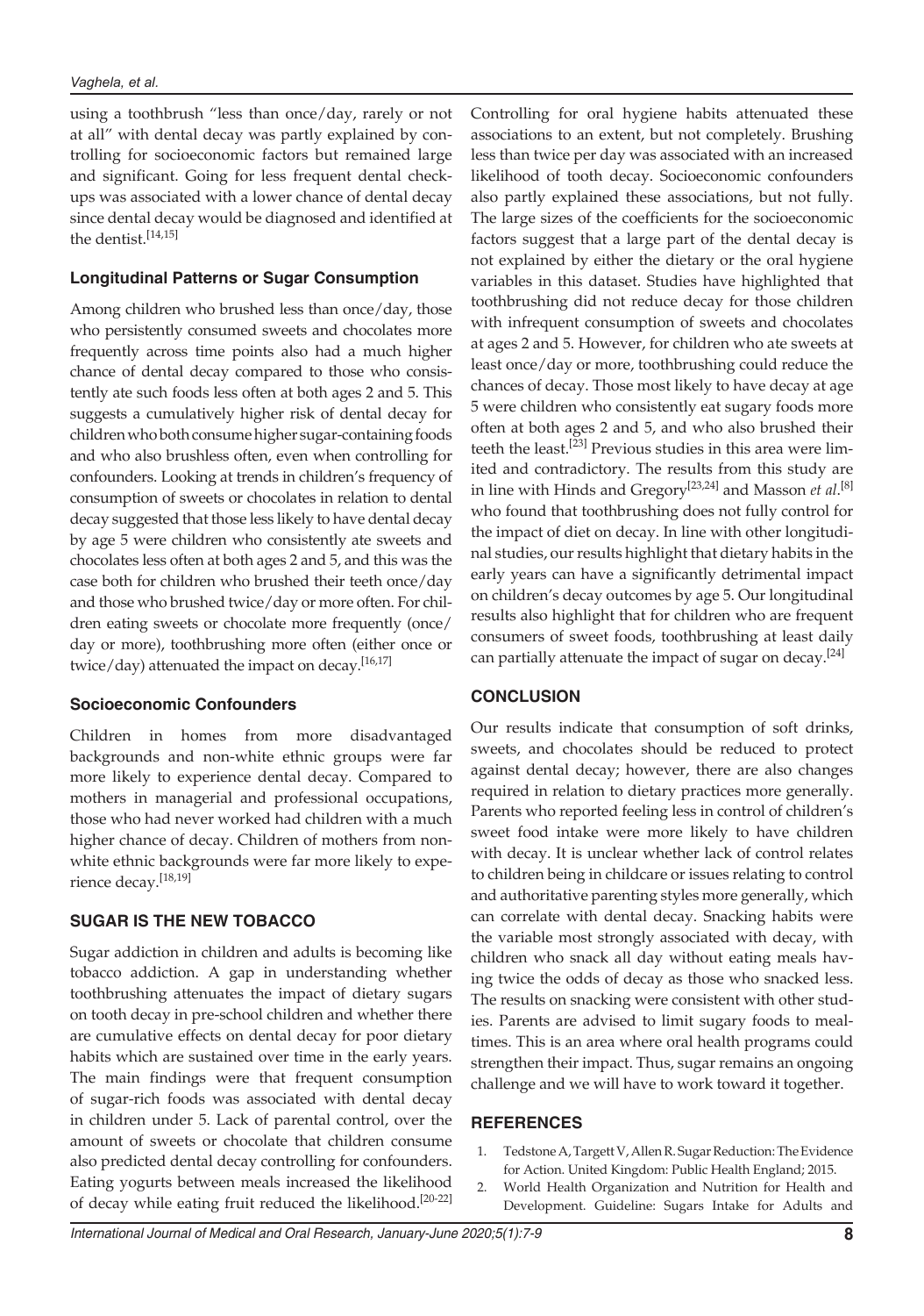using a toothbrush "less than once/day, rarely or not at all" with dental decay was partly explained by controlling for socioeconomic factors but remained large and significant. Going for less frequent dental checkups was associated with a lower chance of dental decay since dental decay would be diagnosed and identified at the dentist.[14,15]

### Longitudinal Patterns or Sugar Consumption

Among children who brushed less than once/day, those who persistently consumed sweets and chocolates more frequently across time points also had a much higher chance of dental decay compared to those who consistently ate such foods less often at both ages 2 and 5. This suggests a cumulatively higher risk of dental decay for children who both consume higher sugar-containing foods and who also brushless often, even when controlling for confounders. Looking at trends in children's frequency of consumption of sweets or chocolates in relation to dental decay suggested that those less likely to have dental decay by age 5 were children who consistently ate sweets and chocolates less often at both ages 2 and 5, and this was the case both for children who brushed their teeth once/day and those who brushed twice/day or more often. For children eating sweets or chocolate more frequently (once/day or more), toothbrushing more often (either once or twice/day) attenuated the impact on decay.[16,17]

### Socioeconomic Confounders

Children in homes from more disadvantaged backgrounds and non-white ethnic groups were far more likely to experience dental decay. Compared to mothers in managerial and professional occupations, those who had never worked had children with a much higher chance of decay. Children of mothers from non-white ethnic backgrounds were far more likely to experience decay.[18,19]

## SUGAR IS THE NEW TOBACCO

Sugar addiction in children and adults is becoming like tobacco addiction. A gap in understanding whether toothbrushing attenuates the impact of dietary sugars on tooth decay in pre-school children and whether there are cumulative effects on dental decay for poor dietary habits which are sustained over time in the early years. The main findings were that frequent consumption of sugar-rich foods was associated with dental decay in children under 5. Lack of parental control, over the amount of sweets or chocolate that children consume also predicted dental decay controlling for confounders. Eating yogurts between meals increased the likelihood of decay while eating fruit reduced the likelihood.[20-22] Controlling for oral hygiene habits attenuated these associations to an extent, but not completely. Brushing less than twice per day was associated with an increased likelihood of tooth decay. Socioeconomic confounders also partly explained these associations, but not fully. The large sizes of the coefficients for the socioeconomic factors suggest that a large part of the dental decay is not explained by either the dietary or the oral hygiene variables in this dataset. Studies have highlighted that toothbrushing did not reduce decay for those children with infrequent consumption of sweets and chocolates at ages 2 and 5. However, for children who ate sweets at least once/day or more, toothbrushing could reduce the chances of decay. Those most likely to have decay at age 5 were children who consistently eat sugary foods more often at both ages 2 and 5, and who also brushed their teeth the least.[23] Previous studies in this area were limited and contradictory. The results from this study are in line with Hinds and Gregory[23,24] and Masson *et al*.[8] who found that toothbrushing does not fully control for the impact of diet on decay. In line with other longitudinal studies, our results highlight that dietary habits in the early years can have a significantly detrimental impact on children's decay outcomes by age 5. Our longitudinal results also highlight that for children who are frequent consumers of sweet foods, toothbrushing at least daily can partially attenuate the impact of sugar on decay.[24]

## CONCLUSION

Our results indicate that consumption of soft drinks, sweets, and chocolates should be reduced to protect against dental decay; however, there are also changes required in relation to dietary practices more generally. Parents who reported feeling less in control of children's sweet food intake were more likely to have children with decay. It is unclear whether lack of control relates to children being in childcare or issues relating to control and authoritative parenting styles more generally, which can correlate with dental decay. Snacking habits were the variable most strongly associated with decay, with children who snack all day without eating meals having twice the odds of decay as those who snacked less. The results on snacking were consistent with other studies. Parents are advised to limit sugary foods to mealtimes. This is an area where oral health programs could strengthen their impact. Thus, sugar remains an ongoing challenge and we will have to work toward it together.

## REFERENCES

1. Tedstone A, Targett V, Allen R. Sugar Reduction: The Evidence for Action. United Kingdom: Public Health England; 2015.
2. World Health Organization and Nutrition for Health and Development. Guideline: Sugars Intake for Adults and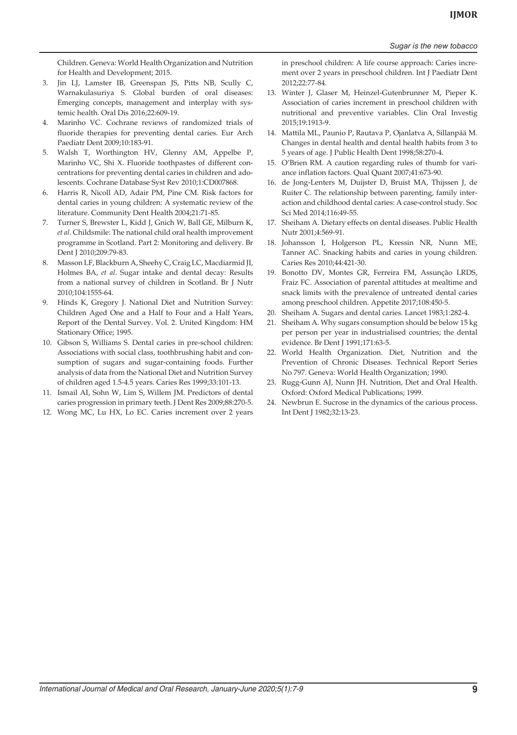Children. Geneva: World Health Organization and Nutrition for Health and Development; 2015.

3. Jin LJ, Lamster IB, Greenspan JS, Pitts NB, Scully C, Warnakulasuriya S. Global burden of oral diseases: Emerging concepts, management and interplay with systemic health. Oral Dis 2016;22:609-19.
4. Marinho VC. Cochrane reviews of randomized trials of fluoride therapies for preventing dental caries. Eur Arch Paediatr Dent 2009;10:183-91.
5. Walsh T, Worthington HV, Glenny AM, Appelbe P, Marinho VC, Shi X. Fluoride toothpastes of different concentrations for preventing dental caries in children and adolescents. Cochrane Database Syst Rev 2010;1:CD007868.
6. Harris R, Nicoll AD, Adair PM, Pine CM. Risk factors for dental caries in young children: A systematic review of the literature. Community Dent Health 2004;21:71-85.
7. Turner S, Brewster L, Kidd J, Gnich W, Ball GE, Milburn K, *et al*. Childsmile: The national child oral health improvement programme in Scotland. Part 2: Monitoring and delivery. Br Dent J 2010;209:79-83.
8. Masson LF, Blackburn A, Sheehy C, Craig LC, Macdiarmid JI, Holmes BA, *et al*. Sugar intake and dental decay: Results from a national survey of children in Scotland. Br J Nutr 2010;104:1555-64.
9. Hinds K, Gregory J. National Diet and Nutrition Survey: Children Aged One and a Half to Four and a Half Years, Report of the Dental Survey. Vol. 2. United Kingdom: HM Stationary Office; 1995.
10. Gibson S, Williams S. Dental caries in pre-school children: Associations with social class, toothbrushing habit and consumption of sugars and sugar-containing foods. Further analysis of data from the National Diet and Nutrition Survey of children aged 1.5-4.5 years. Caries Res 1999;33:101-13.
11. Ismail AI, Sohn W, Lim S, Willem JM. Predictors of dental caries progression in primary teeth. J Dent Res 2009;88:270-5.
12. Wong MC, Lu HX, Lo EC. Caries increment over 2 years in preschool children: A life course approach: Caries increment over 2 years in preschool children. Int J Paediatr Dent 2012;22:77-84.
13. Winter J, Glaser M, Heinzel-Gutenbrunner M, Pieper K. Association of caries increment in preschool children with nutritional and preventive variables. Clin Oral Investig 2015;19:1913-9.
14. Mattila ML, Paunio P, Rautava P, Ojanlatva A, Sillanpää M. Changes in dental health and dental health habits from 3 to 5 years of age. J Public Health Dent 1998;58:270-4.
15. O'Brien RM. A caution regarding rules of thumb for variance inflation factors. Qual Quant 2007;41:673-90.
16. de Jong-Lenters M, Duijster D, Bruist MA, Thijssen J, de Ruiter C. The relationship between parenting, family interaction and childhood dental caries: A case-control study. Soc Sci Med 2014;116:49-55.
17. Sheiham A. Dietary effects on dental diseases. Public Health Nutr 2001;4:569-91.
18. Johansson I, Holgerson PL, Kressin NR, Nunn ME, Tanner AC. Snacking habits and caries in young children. Caries Res 2010;44:421-30.
19. Bonotto DV, Montes GR, Ferreira FM, Assunção LRDS, Fraiz FC. Association of parental attitudes at mealtime and snack limits with the prevalence of untreated dental caries among preschool children. Appetite 2017;108:450-5.
20. Sheiham A. Sugars and dental caries. Lancet 1983;1:282-4.
21. Sheiham A. Why sugars consumption should be below 15 kg per person per year in industrialised countries; the dental evidence. Br Dent J 1991;171:63-5.
22. World Health Organization. Diet, Nutrition and the Prevention of Chronic Diseases. Technical Report Series No 797. Geneva: World Health Organization; 1990.
23. Rugg-Gunn AJ, Nunn JH. Nutrition, Diet and Oral Health. Oxford: Oxford Medical Publications; 1999.
24. Newbrun E. Sucrose in the dynamics of the carious process. Int Dent J 1982;32:13-23.